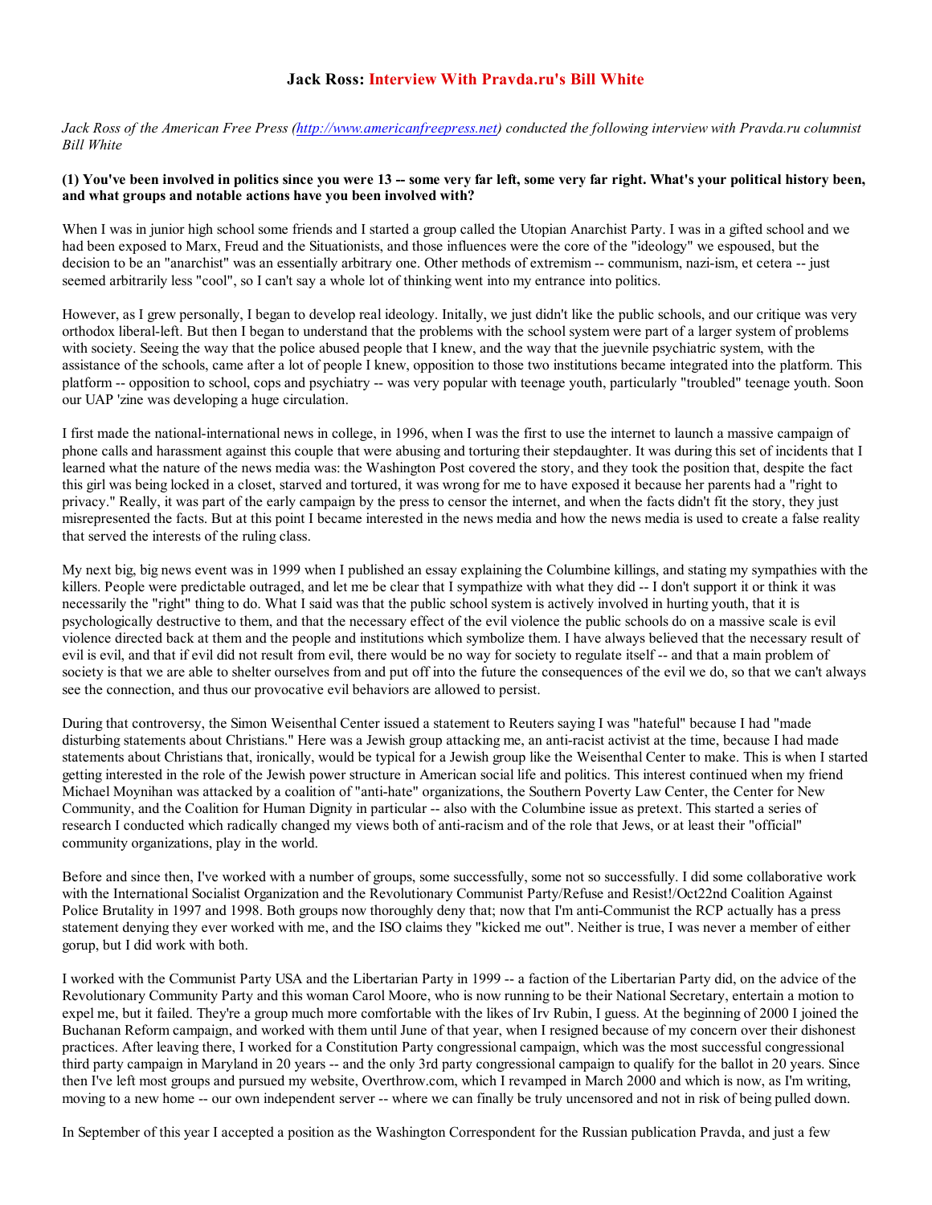# Jack Ross: Interview With Pravda.ru's Bill White

*Jack Ross of the American Free Press (http://www.americanfreepress.net) conducted the following interview with Pravda.ru columnist Bill White*

**(1) You've been involved in politics since you were 13 -- some very far left, some very far right. What's your political history been, and what groups and notable actions have you been involved with?**

When I was in junior high school some friends and I started a group called the Utopian Anarchist Party. I was in a gifted school and we had been exposed to Marx, Freud and the Situationists, and those influences were the core of the "ideology" we espoused, but the decision to be an "anarchist" was an essentially arbitrary one. Other methods of extremism -- communism, nazi-ism, et cetera -- just seemed arbitrarily less "cool", so I can't say a whole lot of thinking went into my entrance into politics.

However, as I grew personally, I began to develop real ideology. Initally, we just didn't like the public schools, and our critique was very orthodox liberal-left. But then I began to understand that the problems with the school system were part of a larger system of problems with society. Seeing the way that the police abused people that I knew, and the way that the juevnile psychiatric system, with the assistance of the schools, came after a lot of people I knew, opposition to those two institutions became integrated into the platform. This platform -- opposition to school, cops and psychiatry -- was very popular with teenage youth, particularly "troubled" teenage youth. Soon our UAP 'zine was developing a huge circulation.

I first made the national-international news in college, in 1996, when I was the first to use the internet to launch a massive campaign of phone calls and harassment against this couple that were abusing and torturing their stepdaughter. It was during this set of incidents that I learned what the nature of the news media was: the Washington Post covered the story, and they took the position that, despite the fact this girl was being locked in a closet, starved and tortured, it was wrong for me to have exposed it because her parents had a "right to privacy." Really, it was part of the early campaign by the press to censor the internet, and when the facts didn't fit the story, they just misrepresented the facts. But at this point I became interested in the news media and how the news media is used to create a false reality that served the interests of the ruling class.

My next big, big news event was in 1999 when I published an essay explaining the Columbine killings, and stating my sympathies with the killers. People were predictable outraged, and let me be clear that I sympathize with what they did -- I don't support it or think it was necessarily the "right" thing to do. What I said was that the public school system is actively involved in hurting youth, that it is psychologically destructive to them, and that the necessary effect of the evil violence the public schools do on a massive scale is evil violence directed back at them and the people and institutions which symbolize them. I have always believed that the necessary result of evil is evil, and that if evil did not result from evil, there would be no way for society to regulate itself -- and that a main problem of society is that we are able to shelter ourselves from and put off into the future the consequences of the evil we do, so that we can't always see the connection, and thus our provocative evil behaviors are allowed to persist.

During that controversy, the Simon Weisenthal Center issued a statement to Reuters saying I was "hateful" because I had "made disturbing statements about Christians." Here was a Jewish group attacking me, an anti-racist activist at the time, because I had made statements about Christians that, ironically, would be typical for a Jewish group like the Weisenthal Center to make. This is when I started getting interested in the role of the Jewish power structure in American social life and politics. This interest continued when my friend Michael Moynihan was attacked by a coalition of "anti-hate" organizations, the Southern Poverty Law Center, the Center for New Community, and the Coalition for Human Dignity in particular -- also with the Columbine issue as pretext. This started a series of research I conducted which radically changed my views both of anti-racism and of the role that Jews, or at least their "official" community organizations, play in the world.

Before and since then, I've worked with a number of groups, some successfully, some not so successfully. I did some collaborative work with the International Socialist Organization and the Revolutionary Communist Party/Refuse and Resist!/Oct22nd Coalition Against Police Brutality in 1997 and 1998. Both groups now thoroughly deny that; now that I'm anti-Communist the RCP actually has a press statement denying they ever worked with me, and the ISO claims they "kicked me out". Neither is true, I was never a member of either gorup, but I did work with both.

I worked with the Communist Party USA and the Libertarian Party in 1999 -- a faction of the Libertarian Party did, on the advice of the Revolutionary Community Party and this woman Carol Moore, who is now running to be their National Secretary, entertain a motion to expel me, but it failed. They're a group much more comfortable with the likes of Irv Rubin, I guess. At the beginning of 2000 I joined the Buchanan Reform campaign, and worked with them until June of that year, when I resigned because of my concern over their dishonest practices. After leaving there, I worked for a Constitution Party congressional campaign, which was the most successful congressional third party campaign in Maryland in 20 years -- and the only 3rd party congressional campaign to qualify for the ballot in 20 years. Since then I've left most groups and pursued my website, Overthrow.com, which I revamped in March 2000 and which is now, as I'm writing, moving to a new home -- our own independent server -- where we can finally be truly uncensored and not in risk of being pulled down.

In September of this year I accepted a position as the Washington Correspondent for the Russian publication Pravda, and just a few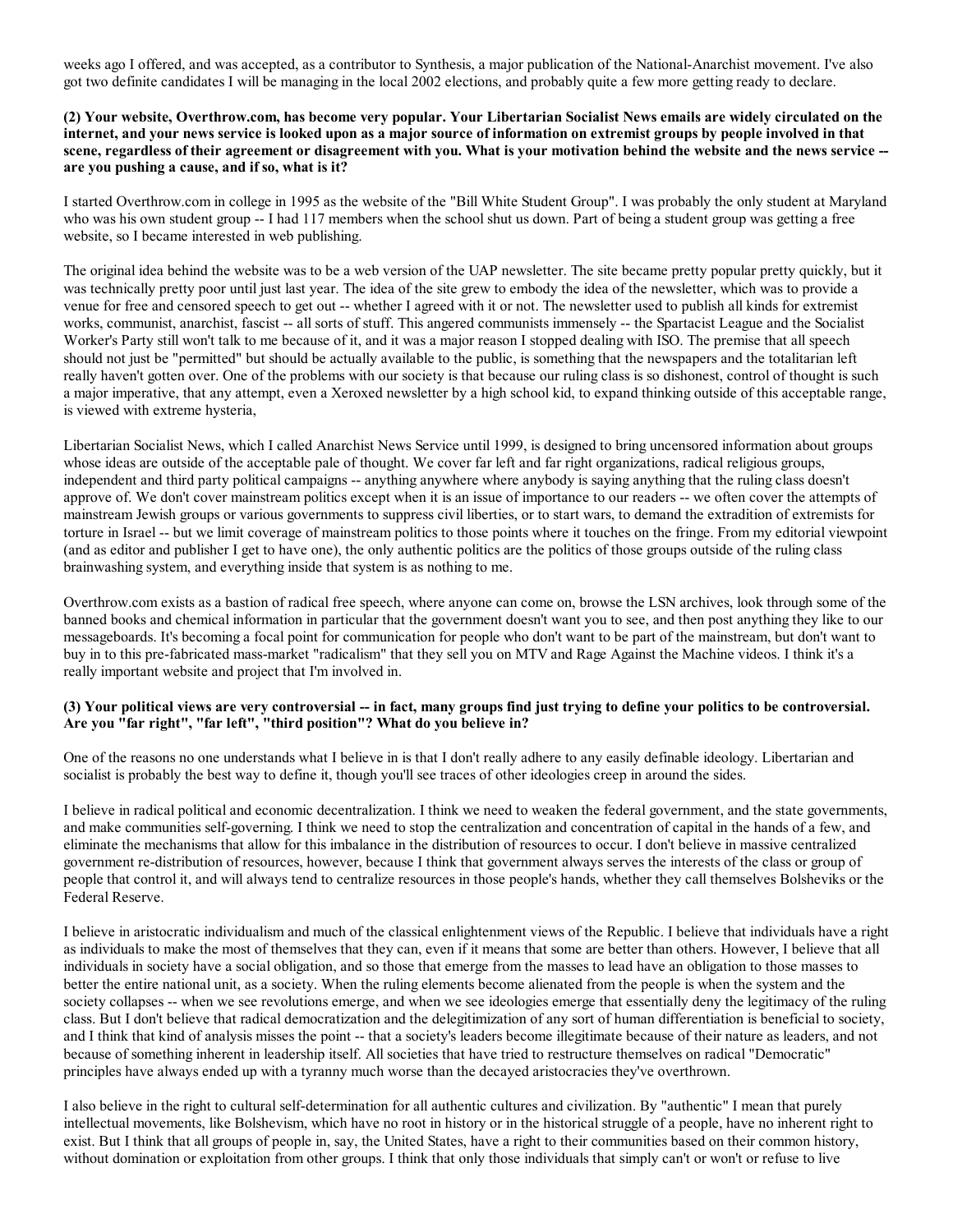weeks ago I offered, and was accepted, as a contributor to Synthesis, a major publication of the National-Anarchist movement. I've also got two definite candidates I will be managing in the local 2002 elections, and probably quite a few more getting ready to declare.

**(2) Your website, Overthrow.com, has become very popular. Your Libertarian Socialist News emails are widely circulated on the internet, and your news service is looked upon as a major source of information on extremist groups by people involved in that scene, regardless of their agreement or disagreement with you. What is your motivation behind the website and the news service -- are you pushing a cause, and if so, what is it?**

I started Overthrow.com in college in 1995 as the website of the "Bill White Student Group". I was probably the only student at Maryland who was his own student group -- I had 117 members when the school shut us down. Part of being a student group was getting a free website, so I became interested in web publishing.

The original idea behind the website was to be a web version of the UAP newsletter. The site became pretty popular pretty quickly, but it was technically pretty poor until just last year. The idea of the site grew to embody the idea of the newsletter, which was to provide a venue for free and censored speech to get out -- whether I agreed with it or not. The newsletter used to publish all kinds for extremist works, communist, anarchist, fascist -- all sorts of stuff. This angered communists immensely -- the Spartacist League and the Socialist Worker's Party still won't talk to me because of it, and it was a major reason I stopped dealing with ISO. The premise that all speech should not just be "permitted" but should be actually available to the public, is something that the newspapers and the totalitarian left really haven't gotten over. One of the problems with our society is that because our ruling class is so dishonest, control of thought is such a major imperative, that any attempt, even a Xeroxed newsletter by a high school kid, to expand thinking outside of this acceptable range, is viewed with extreme hysteria,

Libertarian Socialist News, which I called Anarchist News Service until 1999, is designed to bring uncensored information about groups whose ideas are outside of the acceptable pale of thought. We cover far left and far right organizations, radical religious groups, independent and third party political campaigns -- anything anywhere where anybody is saying anything that the ruling class doesn't approve of. We don't cover mainstream politics except when it is an issue of importance to our readers -- we often cover the attempts of mainstream Jewish groups or various governments to suppress civil liberties, or to start wars, to demand the extradition of extremists for torture in Israel -- but we limit coverage of mainstream politics to those points where it touches on the fringe. From my editorial viewpoint (and as editor and publisher I get to have one), the only authentic politics are the politics of those groups outside of the ruling class brainwashing system, and everything inside that system is as nothing to me.

Overthrow.com exists as a bastion of radical free speech, where anyone can come on, browse the LSN archives, look through some of the banned books and chemical information in particular that the government doesn't want you to see, and then post anything they like to our messageboards. It's becoming a focal point for communication for people who don't want to be part of the mainstream, but don't want to buy in to this pre-fabricated mass-market "radicalism" that they sell you on MTV and Rage Against the Machine videos. I think it's a really important website and project that I'm involved in.

**(3) Your political views are very controversial -- in fact, many groups find just trying to define your politics to be controversial. Are you "far right", "far left", "third position"? What do you believe in?**

One of the reasons no one understands what I believe in is that I don't really adhere to any easily definable ideology. Libertarian and socialist is probably the best way to define it, though you'll see traces of other ideologies creep in around the sides.

I believe in radical political and economic decentralization. I think we need to weaken the federal government, and the state governments, and make communities self-governing. I think we need to stop the centralization and concentration of capital in the hands of a few, and eliminate the mechanisms that allow for this imbalance in the distribution of resources to occur. I don't believe in massive centralized government re-distribution of resources, however, because I think that government always serves the interests of the class or group of people that control it, and will always tend to centralize resources in those people's hands, whether they call themselves Bolsheviks or the Federal Reserve.

I believe in aristocratic individualism and much of the classical enlightenment views of the Republic. I believe that individuals have a right as individuals to make the most of themselves that they can, even if it means that some are better than others. However, I believe that all individuals in society have a social obligation, and so those that emerge from the masses to lead have an obligation to those masses to better the entire national unit, as a society. When the ruling elements become alienated from the people is when the system and the society collapses -- when we see revolutions emerge, and when we see ideologies emerge that essentially deny the legitimacy of the ruling class. But I don't believe that radical democratization and the delegitimization of any sort of human differentiation is beneficial to society, and I think that kind of analysis misses the point -- that a society's leaders become illegitimate because of their nature as leaders, and not because of something inherent in leadership itself. All societies that have tried to restructure themselves on radical "Democratic" principles have always ended up with a tyranny much worse than the decayed aristocracies they've overthrown.

I also believe in the right to cultural self-determination for all authentic cultures and civilization. By "authentic" I mean that purely intellectual movements, like Bolshevism, which have no root in history or in the historical struggle of a people, have no inherent right to exist. But I think that all groups of people in, say, the United States, have a right to their communities based on their common history, without domination or exploitation from other groups. I think that only those individuals that simply can't or won't or refuse to live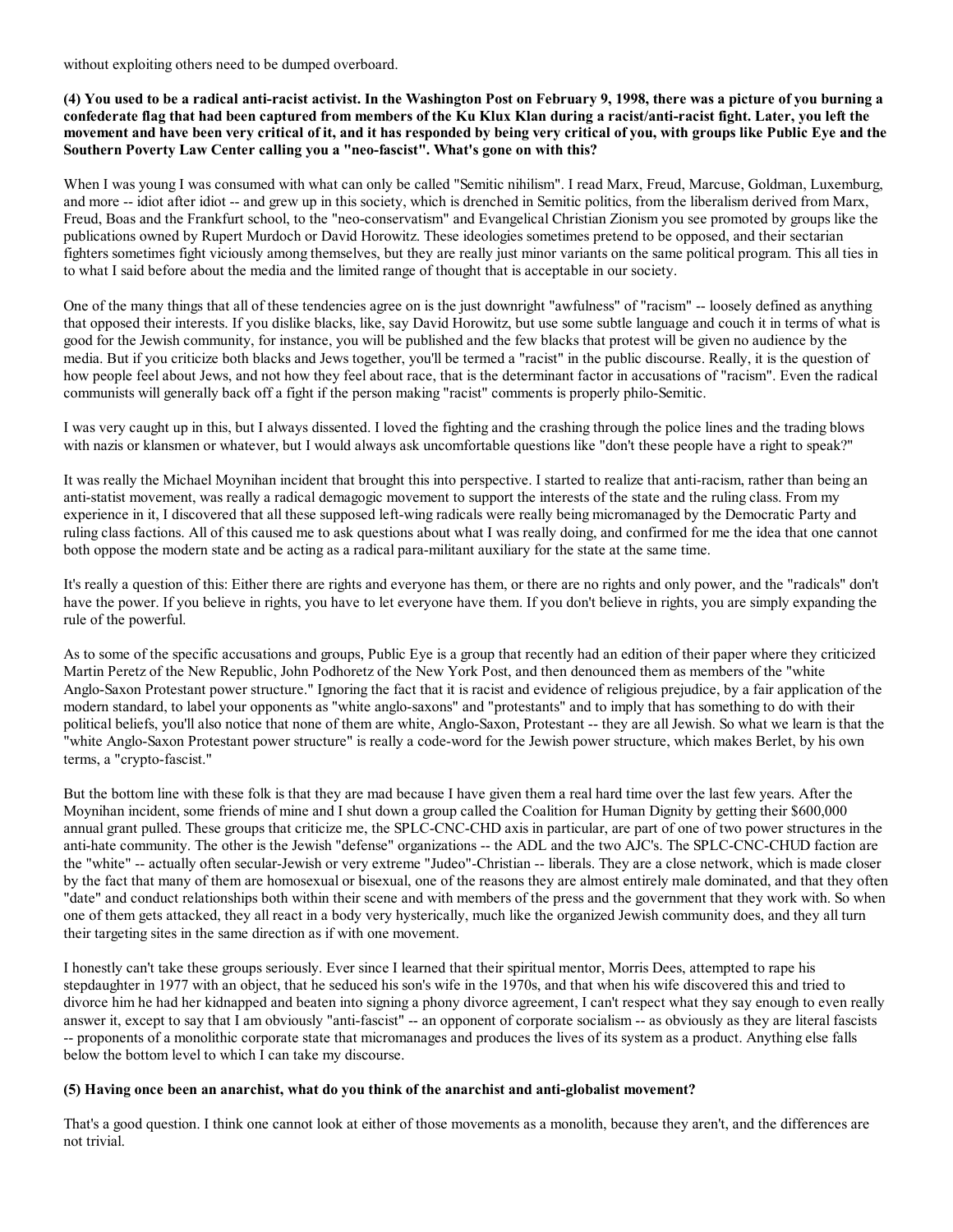without exploiting others need to be dumped overboard.

**(4) You used to be a radical anti-racist activist. In the Washington Post on February 9, 1998, there was a picture of you burning a confederate flag that had been captured from members of the Ku Klux Klan during a racist/anti-racist fight. Later, you left the movement and have been very critical of it, and it has responded by being very critical of you, with groups like Public Eye and the Southern Poverty Law Center calling you a "neo-fascist". What's gone on with this?**

When I was young I was consumed with what can only be called "Semitic nihilism". I read Marx, Freud, Marcuse, Goldman, Luxemburg, and more -- idiot after idiot -- and grew up in this society, which is drenched in Semitic politics, from the liberalism derived from Marx, Freud, Boas and the Frankfurt school, to the "neo-conservatism" and Evangelical Christian Zionism you see promoted by groups like the publications owned by Rupert Murdoch or David Horowitz. These ideologies sometimes pretend to be opposed, and their sectarian fighters sometimes fight viciously among themselves, but they are really just minor variants on the same political program. This all ties in to what I said before about the media and the limited range of thought that is acceptable in our society.

One of the many things that all of these tendencies agree on is the just downright "awfulness" of "racism" -- loosely defined as anything that opposed their interests. If you dislike blacks, like, say David Horowitz, but use some subtle language and couch it in terms of what is good for the Jewish community, for instance, you will be published and the few blacks that protest will be given no audience by the media. But if you criticize both blacks and Jews together, you'll be termed a "racist" in the public discourse. Really, it is the question of how people feel about Jews, and not how they feel about race, that is the determinant factor in accusations of "racism". Even the radical communists will generally back off a fight if the person making "racist" comments is properly philo-Semitic.

I was very caught up in this, but I always dissented. I loved the fighting and the crashing through the police lines and the trading blows with nazis or klansmen or whatever, but I would always ask uncomfortable questions like "don't these people have a right to speak?"

It was really the Michael Moynihan incident that brought this into perspective. I started to realize that anti-racism, rather than being an anti-statist movement, was really a radical demagogic movement to support the interests of the state and the ruling class. From my experience in it, I discovered that all these supposed left-wing radicals were really being micromanaged by the Democratic Party and ruling class factions. All of this caused me to ask questions about what I was really doing, and confirmed for me the idea that one cannot both oppose the modern state and be acting as a radical para-militant auxiliary for the state at the same time.

It's really a question of this: Either there are rights and everyone has them, or there are no rights and only power, and the "radicals" don't have the power. If you believe in rights, you have to let everyone have them. If you don't believe in rights, you are simply expanding the rule of the powerful.

As to some of the specific accusations and groups, Public Eye is a group that recently had an edition of their paper where they criticized Martin Peretz of the New Republic, John Podhoretz of the New York Post, and then denounced them as members of the "white Anglo-Saxon Protestant power structure." Ignoring the fact that it is racist and evidence of religious prejudice, by a fair application of the modern standard, to label your opponents as "white anglo-saxons" and "protestants" and to imply that has something to do with their political beliefs, you'll also notice that none of them are white, Anglo-Saxon, Protestant -- they are all Jewish. So what we learn is that the "white Anglo-Saxon Protestant power structure" is really a code-word for the Jewish power structure, which makes Berlet, by his own terms, a "crypto-fascist."

But the bottom line with these folk is that they are mad because I have given them a real hard time over the last few years. After the Moynihan incident, some friends of mine and I shut down a group called the Coalition for Human Dignity by getting their $600,000 annual grant pulled. These groups that criticize me, the SPLC-CNC-CHD axis in particular, are part of one of two power structures in the anti-hate community. The other is the Jewish "defense" organizations -- the ADL and the two AJC's. The SPLC-CNC-CHUD faction are the "white" -- actually often secular-Jewish or very extreme "Judeo"-Christian -- liberals. They are a close network, which is made closer by the fact that many of them are homosexual or bisexual, one of the reasons they are almost entirely male dominated, and that they often "date" and conduct relationships both within their scene and with members of the press and the government that they work with. So when one of them gets attacked, they all react in a body very hysterically, much like the organized Jewish community does, and they all turn their targeting sites in the same direction as if with one movement.

I honestly can't take these groups seriously. Ever since I learned that their spiritual mentor, Morris Dees, attempted to rape his stepdaughter in 1977 with an object, that he seduced his son's wife in the 1970s, and that when his wife discovered this and tried to divorce him he had her kidnapped and beaten into signing a phony divorce agreement, I can't respect what they say enough to even really answer it, except to say that I am obviously "anti-fascist" -- an opponent of corporate socialism -- as obviously as they are literal fascists -- proponents of a monolithic corporate state that micromanages and produces the lives of its system as a product. Anything else falls below the bottom level to which I can take my discourse.

**(5) Having once been an anarchist, what do you think of the anarchist and anti-globalist movement?**

That's a good question. I think one cannot look at either of those movements as a monolith, because they aren't, and the differences are not trivial.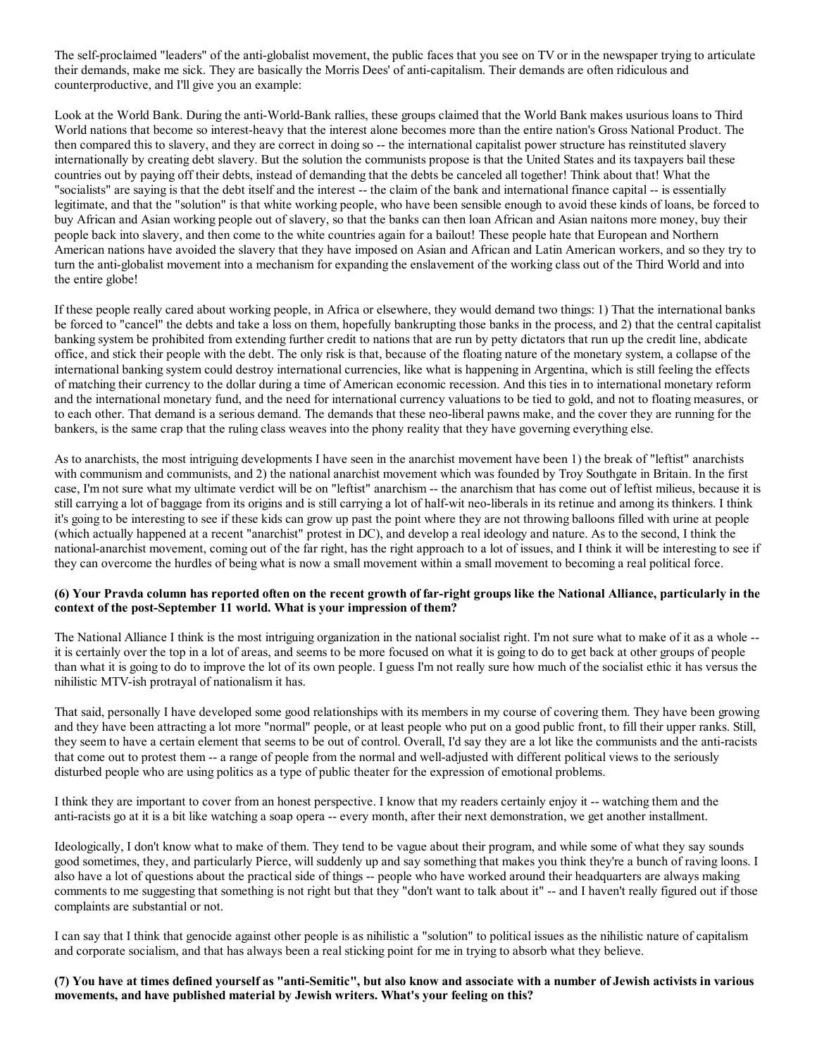The self-proclaimed "leaders" of the anti-globalist movement, the public faces that you see on TV or in the newspaper trying to articulate their demands, make me sick. They are basically the Morris Dees' of anti-capitalism. Their demands are often ridiculous and counterproductive, and I'll give you an example:

Look at the World Bank. During the anti-World-Bank rallies, these groups claimed that the World Bank makes usurious loans to Third World nations that become so interest-heavy that the interest alone becomes more than the entire nation's Gross National Product. The then compared this to slavery, and they are correct in doing so -- the international capitalist power structure has reinstituted slavery internationally by creating debt slavery. But the solution the communists propose is that the United States and its taxpayers bail these countries out by paying off their debts, instead of demanding that the debts be canceled all together! Think about that! What the "socialists" are saying is that the debt itself and the interest -- the claim of the bank and international finance capital -- is essentially legitimate, and that the "solution" is that white working people, who have been sensible enough to avoid these kinds of loans, be forced to buy African and Asian working people out of slavery, so that the banks can then loan African and Asian naitons more money, buy their people back into slavery, and then come to the white countries again for a bailout! These people hate that European and Northern American nations have avoided the slavery that they have imposed on Asian and African and Latin American workers, and so they try to turn the anti-globalist movement into a mechanism for expanding the enslavement of the working class out of the Third World and into the entire globe!

If these people really cared about working people, in Africa or elsewhere, they would demand two things: 1) That the international banks be forced to "cancel" the debts and take a loss on them, hopefully bankrupting those banks in the process, and 2) that the central capitalist banking system be prohibited from extending further credit to nations that are run by petty dictators that run up the credit line, abdicate office, and stick their people with the debt. The only risk is that, because of the floating nature of the monetary system, a collapse of the international banking system could destroy international currencies, like what is happening in Argentina, which is still feeling the effects of matching their currency to the dollar during a time of American economic recession. And this ties in to international monetary reform and the international monetary fund, and the need for international currency valuations to be tied to gold, and not to floating measures, or to each other. That demand is a serious demand. The demands that these neo-liberal pawns make, and the cover they are running for the bankers, is the same crap that the ruling class weaves into the phony reality that they have governing everything else.

As to anarchists, the most intriguing developments I have seen in the anarchist movement have been 1) the break of "leftist" anarchists with communism and communists, and 2) the national anarchist movement which was founded by Troy Southgate in Britain. In the first case, I'm not sure what my ultimate verdict will be on "leftist" anarchism -- the anarchism that has come out of leftist milieus, because it is still carrying a lot of baggage from its origins and is still carrying a lot of half-wit neo-liberals in its retinue and among its thinkers. I think it's going to be interesting to see if these kids can grow up past the point where they are not throwing balloons filled with urine at people (which actually happened at a recent "anarchist" protest in DC), and develop a real ideology and nature. As to the second, I think the national-anarchist movement, coming out of the far right, has the right approach to a lot of issues, and I think it will be interesting to see if they can overcome the hurdles of being what is now a small movement within a small movement to becoming a real political force.

**(6) Your Pravda column has reported often on the recent growth of far-right groups like the National Alliance, particularly in the context of the post-September 11 world. What is your impression of them?**

The National Alliance I think is the most intriguing organization in the national socialist right. I'm not sure what to make of it as a whole -- it is certainly over the top in a lot of areas, and seems to be more focused on what it is going to do to get back at other groups of people than what it is going to do to improve the lot of its own people. I guess I'm not really sure how much of the socialist ethic it has versus the nihilistic MTV-ish protrayal of nationalism it has.

That said, personally I have developed some good relationships with its members in my course of covering them. They have been growing and they have been attracting a lot more "normal" people, or at least people who put on a good public front, to fill their upper ranks. Still, they seem to have a certain element that seems to be out of control. Overall, I'd say they are a lot like the communists and the anti-racists that come out to protest them -- a range of people from the normal and well-adjusted with different political views to the seriously disturbed people who are using politics as a type of public theater for the expression of emotional problems.

I think they are important to cover from an honest perspective. I know that my readers certainly enjoy it -- watching them and the anti-racists go at it is a bit like watching a soap opera -- every month, after their next demonstration, we get another installment.

Ideologically, I don't know what to make of them. They tend to be vague about their program, and while some of what they say sounds good sometimes, they, and particularly Pierce, will suddenly up and say something that makes you think they're a bunch of raving loons. I also have a lot of questions about the practical side of things -- people who have worked around their headquarters are always making comments to me suggesting that something is not right but that they "don't want to talk about it" -- and I haven't really figured out if those complaints are substantial or not.

I can say that I think that genocide against other people is as nihilistic a "solution" to political issues as the nihilistic nature of capitalism and corporate socialism, and that has always been a real sticking point for me in trying to absorb what they believe.

**(7) You have at times defined yourself as "anti-Semitic", but also know and associate with a number of Jewish activists in various movements, and have published material by Jewish writers. What's your feeling on this?**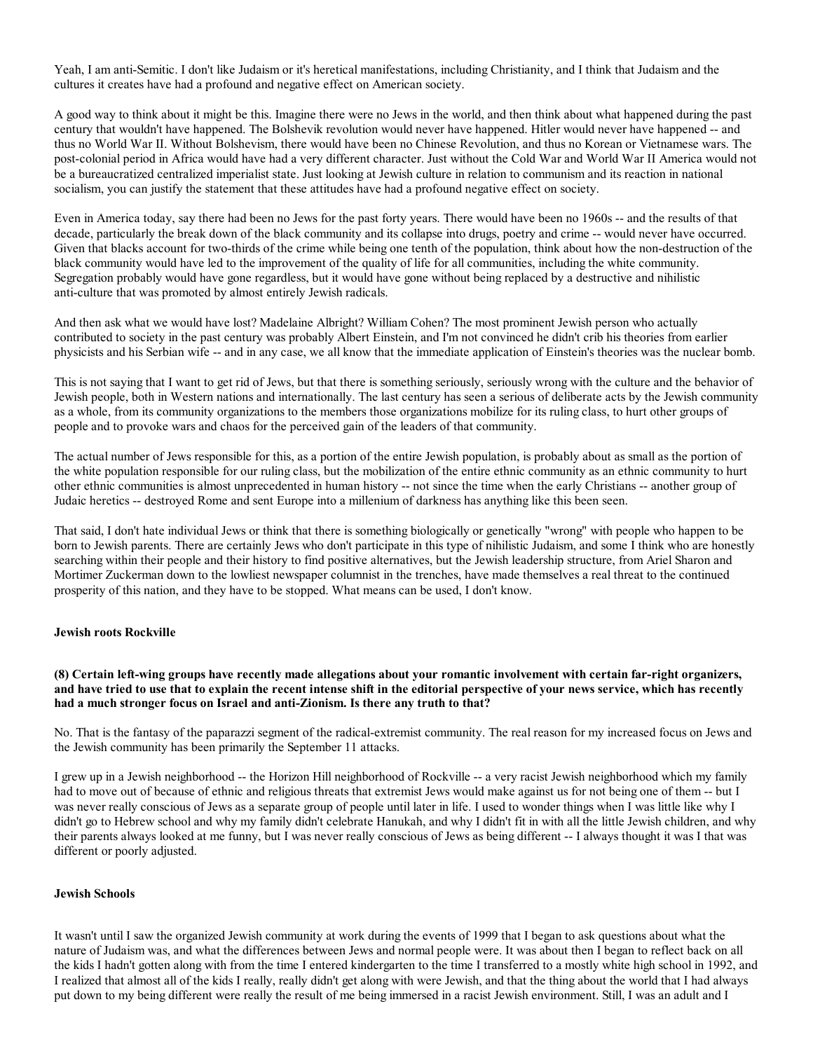Yeah, I am anti-Semitic. I don't like Judaism or it's heretical manifestations, including Christianity, and I think that Judaism and the cultures it creates have had a profound and negative effect on American society.

A good way to think about it might be this. Imagine there were no Jews in the world, and then think about what happened during the past century that wouldn't have happened. The Bolshevik revolution would never have happened. Hitler would never have happened -- and thus no World War II. Without Bolshevism, there would have been no Chinese Revolution, and thus no Korean or Vietnamese wars. The post-colonial period in Africa would have had a very different character. Just without the Cold War and World War II America would not be a bureaucratized centralized imperialist state. Just looking at Jewish culture in relation to communism and its reaction in national socialism, you can justify the statement that these attitudes have had a profound negative effect on society.

Even in America today, say there had been no Jews for the past forty years. There would have been no 1960s -- and the results of that decade, particularly the break down of the black community and its collapse into drugs, poetry and crime -- would never have occurred. Given that blacks account for two-thirds of the crime while being one tenth of the population, think about how the non-destruction of the black community would have led to the improvement of the quality of life for all communities, including the white community. Segregation probably would have gone regardless, but it would have gone without being replaced by a destructive and nihilistic anti-culture that was promoted by almost entirely Jewish radicals.

And then ask what we would have lost? Madelaine Albright? William Cohen? The most prominent Jewish person who actually contributed to society in the past century was probably Albert Einstein, and I'm not convinced he didn't crib his theories from earlier physicists and his Serbian wife -- and in any case, we all know that the immediate application of Einstein's theories was the nuclear bomb.

This is not saying that I want to get rid of Jews, but that there is something seriously, seriously wrong with the culture and the behavior of Jewish people, both in Western nations and internationally. The last century has seen a serious of deliberate acts by the Jewish community as a whole, from its community organizations to the members those organizations mobilize for its ruling class, to hurt other groups of people and to provoke wars and chaos for the perceived gain of the leaders of that community.

The actual number of Jews responsible for this, as a portion of the entire Jewish population, is probably about as small as the portion of the white population responsible for our ruling class, but the mobilization of the entire ethnic community as an ethnic community to hurt other ethnic communities is almost unprecedented in human history -- not since the time when the early Christians -- another group of Judaic heretics -- destroyed Rome and sent Europe into a millenium of darkness has anything like this been seen.

That said, I don't hate individual Jews or think that there is something biologically or genetically "wrong" with people who happen to be born to Jewish parents. There are certainly Jews who don't participate in this type of nihilistic Judaism, and some I think who are honestly searching within their people and their history to find positive alternatives, but the Jewish leadership structure, from Ariel Sharon and Mortimer Zuckerman down to the lowliest newspaper columnist in the trenches, have made themselves a real threat to the continued prosperity of this nation, and they have to be stopped. What means can be used, I don't know.

**Jewish roots Rockville**

**(8) Certain left-wing groups have recently made allegations about your romantic involvement with certain far-right organizers, and have tried to use that to explain the recent intense shift in the editorial perspective of your news service, which has recently had a much stronger focus on Israel and anti-Zionism. Is there any truth to that?**

No. That is the fantasy of the paparazzi segment of the radical-extremist community. The real reason for my increased focus on Jews and the Jewish community has been primarily the September 11 attacks.

I grew up in a Jewish neighborhood -- the Horizon Hill neighborhood of Rockville -- a very racist Jewish neighborhood which my family had to move out of because of ethnic and religious threats that extremist Jews would make against us for not being one of them -- but I was never really conscious of Jews as a separate group of people until later in life. I used to wonder things when I was little like why I didn't go to Hebrew school and why my family didn't celebrate Hanukah, and why I didn't fit in with all the little Jewish children, and why their parents always looked at me funny, but I was never really conscious of Jews as being different -- I always thought it was I that was different or poorly adjusted.

**Jewish Schools**

It wasn't until I saw the organized Jewish community at work during the events of 1999 that I began to ask questions about what the nature of Judaism was, and what the differences between Jews and normal people were. It was about then I began to reflect back on all the kids I hadn't gotten along with from the time I entered kindergarten to the time I transferred to a mostly white high school in 1992, and I realized that almost all of the kids I really, really didn't get along with were Jewish, and that the thing about the world that I had always put down to my being different were really the result of me being immersed in a racist Jewish environment. Still, I was an adult and I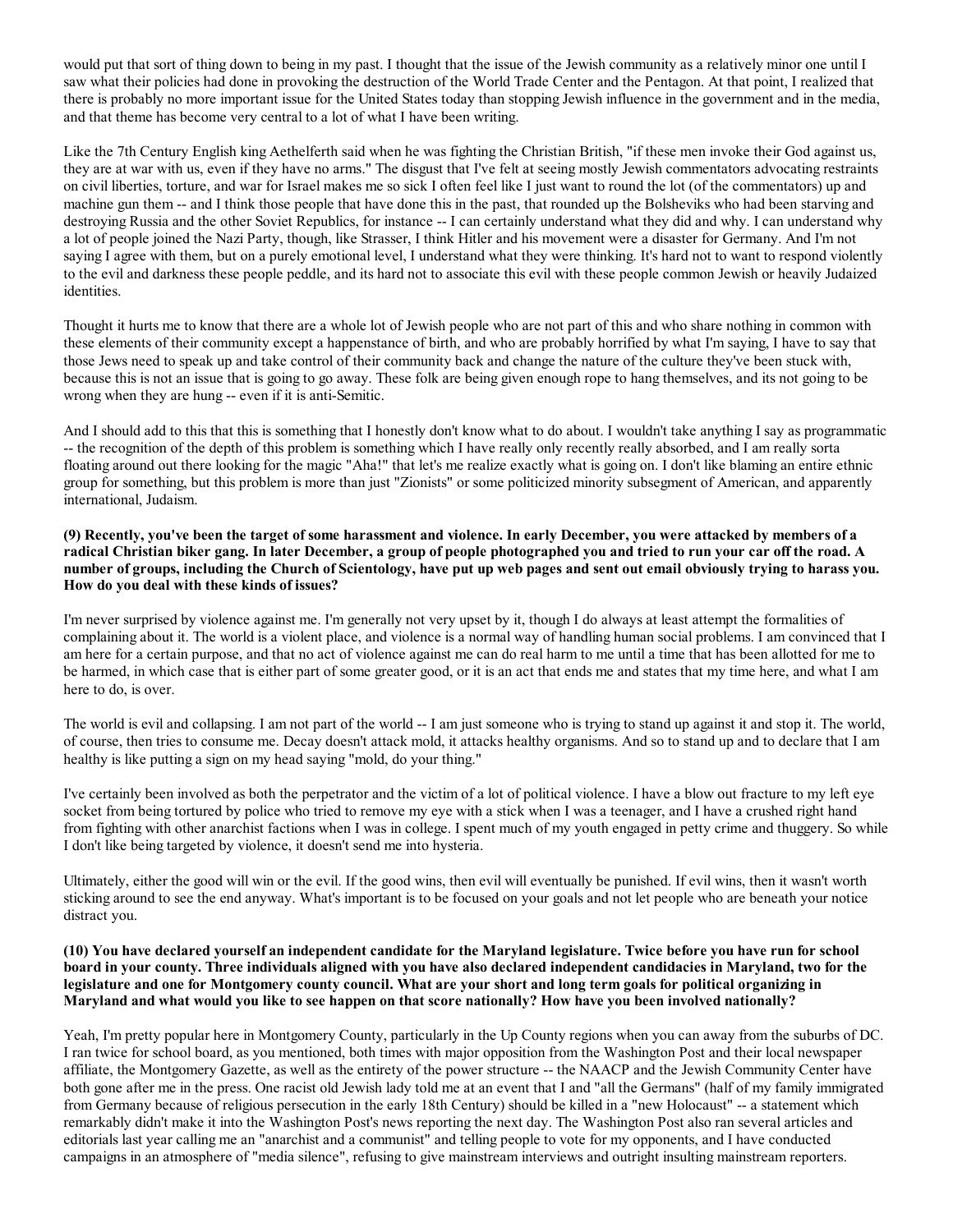would put that sort of thing down to being in my past. I thought that the issue of the Jewish community as a relatively minor one until I saw what their policies had done in provoking the destruction of the World Trade Center and the Pentagon. At that point, I realized that there is probably no more important issue for the United States today than stopping Jewish influence in the government and in the media, and that theme has become very central to a lot of what I have been writing.

Like the 7th Century English king Aethelferth said when he was fighting the Christian British, "if these men invoke their God against us, they are at war with us, even if they have no arms." The disgust that I've felt at seeing mostly Jewish commentators advocating restraints on civil liberties, torture, and war for Israel makes me so sick I often feel like I just want to round the lot (of the commentators) up and machine gun them -- and I think those people that have done this in the past, that rounded up the Bolsheviks who had been starving and destroying Russia and the other Soviet Republics, for instance -- I can certainly understand what they did and why. I can understand why a lot of people joined the Nazi Party, though, like Strasser, I think Hitler and his movement were a disaster for Germany. And I'm not saying I agree with them, but on a purely emotional level, I understand what they were thinking. It's hard not to want to respond violently to the evil and darkness these people peddle, and its hard not to associate this evil with these people common Jewish or heavily Judaized identities.

Thought it hurts me to know that there are a whole lot of Jewish people who are not part of this and who share nothing in common with these elements of their community except a happenstance of birth, and who are probably horrified by what I'm saying, I have to say that those Jews need to speak up and take control of their community back and change the nature of the culture they've been stuck with, because this is not an issue that is going to go away. These folk are being given enough rope to hang themselves, and its not going to be wrong when they are hung -- even if it is anti-Semitic.

And I should add to this that this is something that I honestly don't know what to do about. I wouldn't take anything I say as programmatic -- the recognition of the depth of this problem is something which I have really only recently really absorbed, and I am really sorta floating around out there looking for the magic "Aha!" that let's me realize exactly what is going on. I don't like blaming an entire ethnic group for something, but this problem is more than just "Zionists" or some politicized minority subsegment of American, and apparently international, Judaism.

**(9) Recently, you've been the target of some harassment and violence. In early December, you were attacked by members of a radical Christian biker gang. In later December, a group of people photographed you and tried to run your car off the road. A number of groups, including the Church of Scientology, have put up web pages and sent out email obviously trying to harass you. How do you deal with these kinds of issues?**

I'm never surprised by violence against me. I'm generally not very upset by it, though I do always at least attempt the formalities of complaining about it. The world is a violent place, and violence is a normal way of handling human social problems. I am convinced that I am here for a certain purpose, and that no act of violence against me can do real harm to me until a time that has been allotted for me to be harmed, in which case that is either part of some greater good, or it is an act that ends me and states that my time here, and what I am here to do, is over.

The world is evil and collapsing. I am not part of the world -- I am just someone who is trying to stand up against it and stop it. The world, of course, then tries to consume me. Decay doesn't attack mold, it attacks healthy organisms. And so to stand up and to declare that I am healthy is like putting a sign on my head saying "mold, do your thing."

I've certainly been involved as both the perpetrator and the victim of a lot of political violence. I have a blow out fracture to my left eye socket from being tortured by police who tried to remove my eye with a stick when I was a teenager, and I have a crushed right hand from fighting with other anarchist factions when I was in college. I spent much of my youth engaged in petty crime and thuggery. So while I don't like being targeted by violence, it doesn't send me into hysteria.

Ultimately, either the good will win or the evil. If the good wins, then evil will eventually be punished. If evil wins, then it wasn't worth sticking around to see the end anyway. What's important is to be focused on your goals and not let people who are beneath your notice distract you.

**(10) You have declared yourself an independent candidate for the Maryland legislature. Twice before you have run for school board in your county. Three individuals aligned with you have also declared independent candidacies in Maryland, two for the legislature and one for Montgomery county council. What are your short and long term goals for political organizing in Maryland and what would you like to see happen on that score nationally? How have you been involved nationally?**

Yeah, I'm pretty popular here in Montgomery County, particularly in the Up County regions when you can away from the suburbs of DC. I ran twice for school board, as you mentioned, both times with major opposition from the Washington Post and their local newspaper affiliate, the Montgomery Gazette, as well as the entirety of the power structure -- the NAACP and the Jewish Community Center have both gone after me in the press. One racist old Jewish lady told me at an event that I and "all the Germans" (half of my family immigrated from Germany because of religious persecution in the early 18th Century) should be killed in a "new Holocaust" -- a statement which remarkably didn't make it into the Washington Post's news reporting the next day. The Washington Post also ran several articles and editorials last year calling me an "anarchist and a communist" and telling people to vote for my opponents, and I have conducted campaigns in an atmosphere of "media silence", refusing to give mainstream interviews and outright insulting mainstream reporters.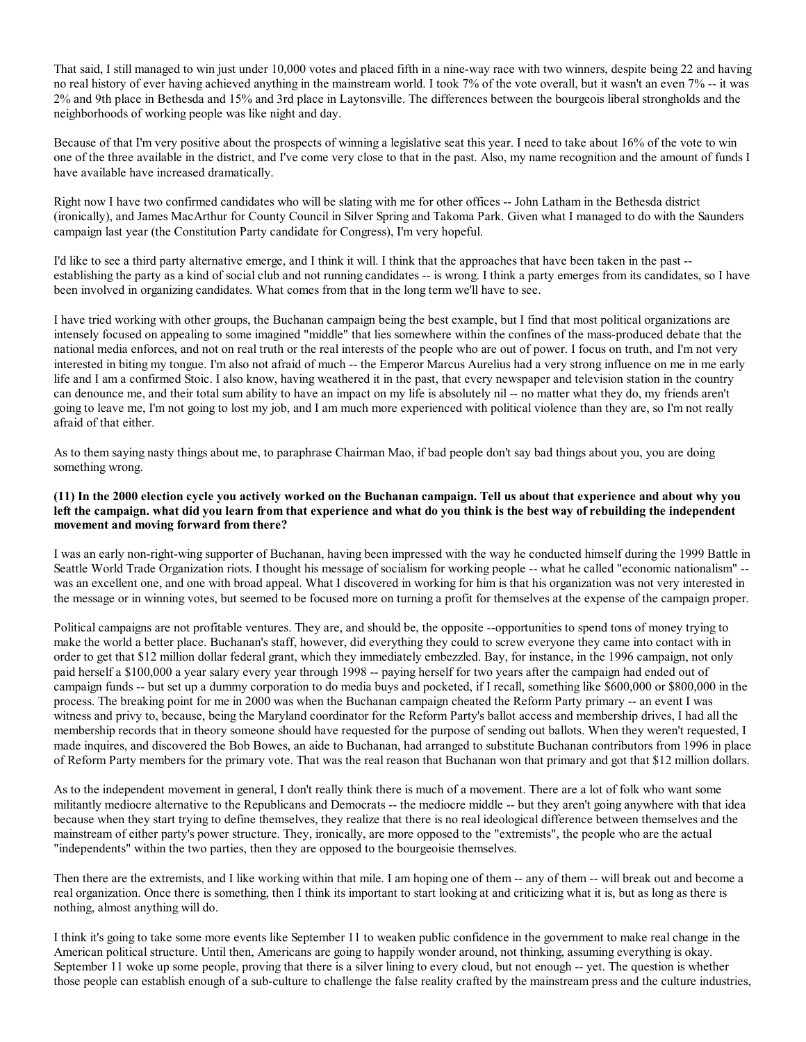That said, I still managed to win just under 10,000 votes and placed fifth in a nine-way race with two winners, despite being 22 and having no real history of ever having achieved anything in the mainstream world. I took 7% of the vote overall, but it wasn't an even 7% -- it was 2% and 9th place in Bethesda and 15% and 3rd place in Laytonsville. The differences between the bourgeois liberal strongholds and the neighborhoods of working people was like night and day.

Because of that I'm very positive about the prospects of winning a legislative seat this year. I need to take about 16% of the vote to win one of the three available in the district, and I've come very close to that in the past. Also, my name recognition and the amount of funds I have available have increased dramatically.

Right now I have two confirmed candidates who will be slating with me for other offices -- John Latham in the Bethesda district (ironically), and James MacArthur for County Council in Silver Spring and Takoma Park. Given what I managed to do with the Saunders campaign last year (the Constitution Party candidate for Congress), I'm very hopeful.

I'd like to see a third party alternative emerge, and I think it will. I think that the approaches that have been taken in the past -- establishing the party as a kind of social club and not running candidates -- is wrong. I think a party emerges from its candidates, so I have been involved in organizing candidates. What comes from that in the long term we'll have to see.

I have tried working with other groups, the Buchanan campaign being the best example, but I find that most political organizations are intensely focused on appealing to some imagined "middle" that lies somewhere within the confines of the mass-produced debate that the national media enforces, and not on real truth or the real interests of the people who are out of power. I focus on truth, and I'm not very interested in biting my tongue. I'm also not afraid of much -- the Emperor Marcus Aurelius had a very strong influence on me in me early life and I am a confirmed Stoic. I also know, having weathered it in the past, that every newspaper and television station in the country can denounce me, and their total sum ability to have an impact on my life is absolutely nil -- no matter what they do, my friends aren't going to leave me, I'm not going to lost my job, and I am much more experienced with political violence than they are, so I'm not really afraid of that either.

As to them saying nasty things about me, to paraphrase Chairman Mao, if bad people don't say bad things about you, you are doing something wrong.

**(11) In the 2000 election cycle you actively worked on the Buchanan campaign. Tell us about that experience and about why you left the campaign. what did you learn from that experience and what do you think is the best way of rebuilding the independent movement and moving forward from there?**

I was an early non-right-wing supporter of Buchanan, having been impressed with the way he conducted himself during the 1999 Battle in Seattle World Trade Organization riots. I thought his message of socialism for working people -- what he called "economic nationalism" -- was an excellent one, and one with broad appeal. What I discovered in working for him is that his organization was not very interested in the message or in winning votes, but seemed to be focused more on turning a profit for themselves at the expense of the campaign proper.

Political campaigns are not profitable ventures. They are, and should be, the opposite --opportunities to spend tons of money trying to make the world a better place. Buchanan's staff, however, did everything they could to screw everyone they came into contact with in order to get that $12 million dollar federal grant, which they immediately embezzled. Bay, for instance, in the 1996 campaign, not only paid herself a $100,000 a year salary every year through 1998 -- paying herself for two years after the campaign had ended out of campaign funds -- but set up a dummy corporation to do media buys and pocketed, if I recall, something like $600,000 or $800,000 in the process. The breaking point for me in 2000 was when the Buchanan campaign cheated the Reform Party primary -- an event I was witness and privy to, because, being the Maryland coordinator for the Reform Party's ballot access and membership drives, I had all the membership records that in theory someone should have requested for the purpose of sending out ballots. When they weren't requested, I made inquires, and discovered the Bob Bowes, an aide to Buchanan, had arranged to substitute Buchanan contributors from 1996 in place of Reform Party members for the primary vote. That was the real reason that Buchanan won that primary and got that $12 million dollars.

As to the independent movement in general, I don't really think there is much of a movement. There are a lot of folk who want some militantly mediocre alternative to the Republicans and Democrats -- the mediocre middle -- but they aren't going anywhere with that idea because when they start trying to define themselves, they realize that there is no real ideological difference between themselves and the mainstream of either party's power structure. They, ironically, are more opposed to the "extremists", the people who are the actual "independents" within the two parties, then they are opposed to the bourgeoisie themselves.

Then there are the extremists, and I like working within that mile. I am hoping one of them -- any of them -- will break out and become a real organization. Once there is something, then I think its important to start looking at and criticizing what it is, but as long as there is nothing, almost anything will do.

I think it's going to take some more events like September 11 to weaken public confidence in the government to make real change in the American political structure. Until then, Americans are going to happily wonder around, not thinking, assuming everything is okay. September 11 woke up some people, proving that there is a silver lining to every cloud, but not enough -- yet. The question is whether those people can establish enough of a sub-culture to challenge the false reality crafted by the mainstream press and the culture industries,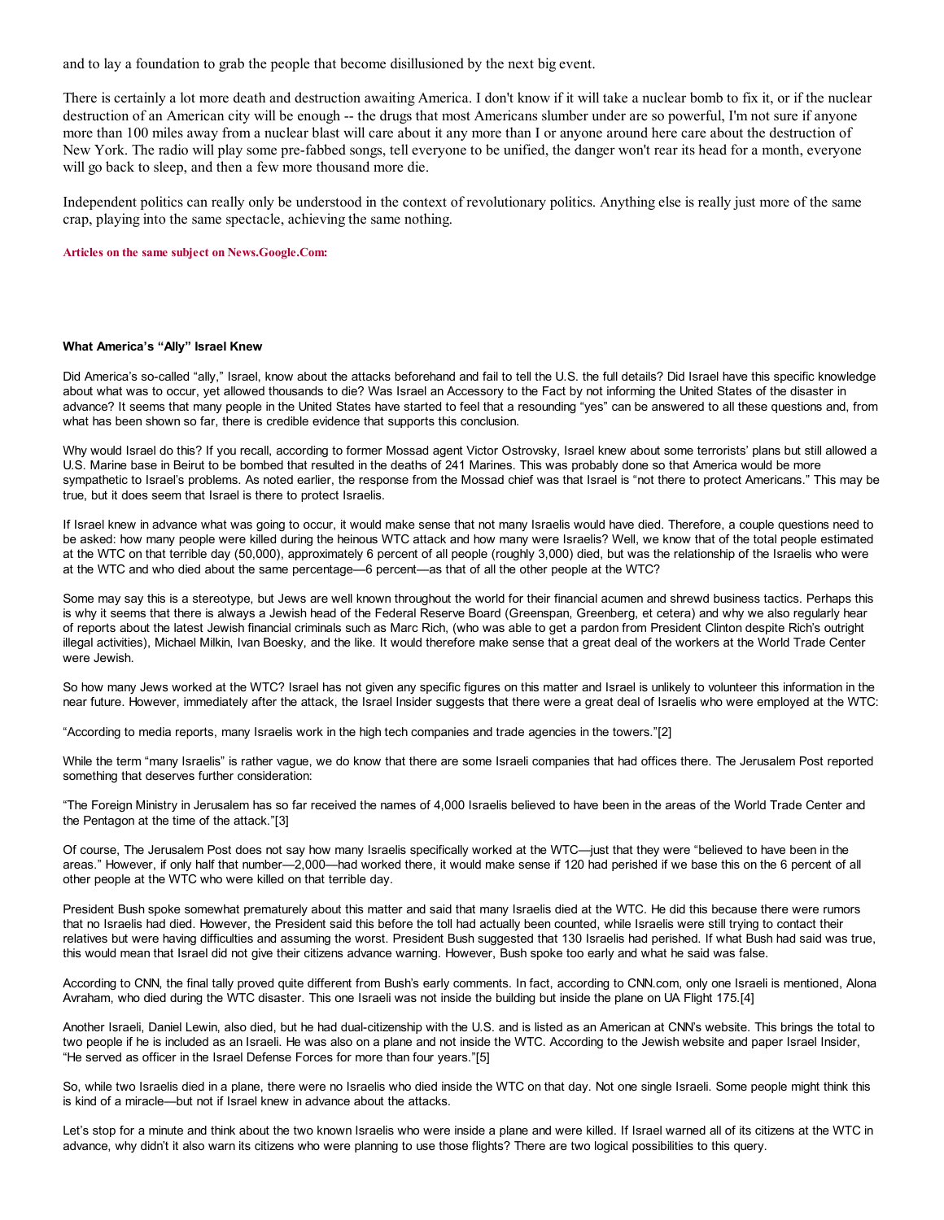and to lay a foundation to grab the people that become disillusioned by the next big event.

There is certainly a lot more death and destruction awaiting America. I don't know if it will take a nuclear bomb to fix it, or if the nuclear destruction of an American city will be enough -- the drugs that most Americans slumber under are so powerful, I'm not sure if anyone more than 100 miles away from a nuclear blast will care about it any more than I or anyone around here care about the destruction of New York. The radio will play some pre-fabbed songs, tell everyone to be unified, the danger won't rear its head for a month, everyone will go back to sleep, and then a few more thousand more die.

Independent politics can really only be understood in the context of revolutionary politics. Anything else is really just more of the same crap, playing into the same spectacle, achieving the same nothing.

**Articles on the same subject on News.Google.Com:**

**What America's "Ally" Israel Knew**

Did America's so-called "ally," Israel, know about the attacks beforehand and fail to tell the U.S. the full details? Did Israel have this specific knowledge about what was to occur, yet allowed thousands to die? Was Israel an Accessory to the Fact by not informing the United States of the disaster in advance? It seems that many people in the United States have started to feel that a resounding "yes" can be answered to all these questions and, from what has been shown so far, there is credible evidence that supports this conclusion.

Why would Israel do this? If you recall, according to former Mossad agent Victor Ostrovsky, Israel knew about some terrorists' plans but still allowed a U.S. Marine base in Beirut to be bombed that resulted in the deaths of 241 Marines. This was probably done so that America would be more sympathetic to Israel's problems. As noted earlier, the response from the Mossad chief was that Israel is "not there to protect Americans." This may be true, but it does seem that Israel is there to protect Israelis.

If Israel knew in advance what was going to occur, it would make sense that not many Israelis would have died. Therefore, a couple questions need to be asked: how many people were killed during the heinous WTC attack and how many were Israelis? Well, we know that of the total people estimated at the WTC on that terrible day (50,000), approximately 6 percent of all people (roughly 3,000) died, but was the relationship of the Israelis who were at the WTC and who died about the same percentage—6 percent—as that of all the other people at the WTC?

Some may say this is a stereotype, but Jews are well known throughout the world for their financial acumen and shrewd business tactics. Perhaps this is why it seems that there is always a Jewish head of the Federal Reserve Board (Greenspan, Greenberg, et cetera) and why we also regularly hear of reports about the latest Jewish financial criminals such as Marc Rich, (who was able to get a pardon from President Clinton despite Rich's outright illegal activities), Michael Milkin, Ivan Boesky, and the like. It would therefore make sense that a great deal of the workers at the World Trade Center were Jewish.

So how many Jews worked at the WTC? Israel has not given any specific figures on this matter and Israel is unlikely to volunteer this information in the near future. However, immediately after the attack, the Israel Insider suggests that there were a great deal of Israelis who were employed at the WTC:

"According to media reports, many Israelis work in the high tech companies and trade agencies in the towers."[2]

While the term "many Israelis" is rather vague, we do know that there are some Israeli companies that had offices there. The Jerusalem Post reported something that deserves further consideration:

"The Foreign Ministry in Jerusalem has so far received the names of 4,000 Israelis believed to have been in the areas of the World Trade Center and the Pentagon at the time of the attack."[3]

Of course, The Jerusalem Post does not say how many Israelis specifically worked at the WTC—just that they were "believed to have been in the areas." However, if only half that number—2,000—had worked there, it would make sense if 120 had perished if we base this on the 6 percent of all other people at the WTC who were killed on that terrible day.

President Bush spoke somewhat prematurely about this matter and said that many Israelis died at the WTC. He did this because there were rumors that no Israelis had died. However, the President said this before the toll had actually been counted, while Israelis were still trying to contact their relatives but were having difficulties and assuming the worst. President Bush suggested that 130 Israelis had perished. If what Bush had said was true, this would mean that Israel did not give their citizens advance warning. However, Bush spoke too early and what he said was false.

According to CNN, the final tally proved quite different from Bush's early comments. In fact, according to CNN.com, only one Israeli is mentioned, Alona Avraham, who died during the WTC disaster. This one Israeli was not inside the building but inside the plane on UA Flight 175.[4]

Another Israeli, Daniel Lewin, also died, but he had dual-citizenship with the U.S. and is listed as an American at CNN's website. This brings the total to two people if he is included as an Israeli. He was also on a plane and not inside the WTC. According to the Jewish website and paper Israel Insider, "He served as officer in the Israel Defense Forces for more than four years."[5]

So, while two Israelis died in a plane, there were no Israelis who died inside the WTC on that day. Not one single Israeli. Some people might think this is kind of a miracle—but not if Israel knew in advance about the attacks.

Let's stop for a minute and think about the two known Israelis who were inside a plane and were killed. If Israel warned all of its citizens at the WTC in advance, why didn't it also warn its citizens who were planning to use those flights? There are two logical possibilities to this query.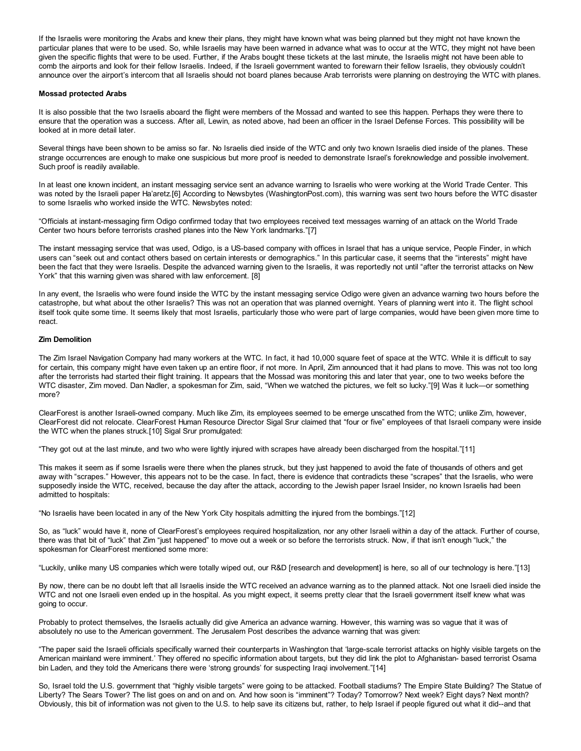If the Israelis were monitoring the Arabs and knew their plans, they might have known what was being planned but they might not have known the particular planes that were to be used. So, while Israelis may have been warned in advance what was to occur at the WTC, they might not have been given the specific flights that were to be used. Further, if the Arabs bought these tickets at the last minute, the Israelis might not have been able to comb the airports and look for their fellow Israelis. Indeed, if the Israeli government wanted to forewarn their fellow Israelis, they obviously couldn't announce over the airport's intercom that all Israelis should not board planes because Arab terrorists were planning on destroying the WTC with planes.

**Mossad protected Arabs**

It is also possible that the two Israelis aboard the flight were members of the Mossad and wanted to see this happen. Perhaps they were there to ensure that the operation was a success. After all, Lewin, as noted above, had been an officer in the Israel Defense Forces. This possibility will be looked at in more detail later.

Several things have been shown to be amiss so far. No Israelis died inside of the WTC and only two known Israelis died inside of the planes. These strange occurrences are enough to make one suspicious but more proof is needed to demonstrate Israel's foreknowledge and possible involvement. Such proof is readily available.

In at least one known incident, an instant messaging service sent an advance warning to Israelis who were working at the World Trade Center. This was noted by the Israeli paper Ha'aretz.[6] According to Newsbytes (WashingtonPost.com), this warning was sent two hours before the WTC disaster to some Israelis who worked inside the WTC. Newsbytes noted:

"Officials at instant-messaging firm Odigo confirmed today that two employees received text messages warning of an attack on the World Trade Center two hours before terrorists crashed planes into the New York landmarks."[7]

The instant messaging service that was used, Odigo, is a US-based company with offices in Israel that has a unique service, People Finder, in which users can "seek out and contact others based on certain interests or demographics." In this particular case, it seems that the "interests" might have been the fact that they were Israelis. Despite the advanced warning given to the Israelis, it was reportedly not until "after the terrorist attacks on New York" that this warning given was shared with law enforcement. [8]

In any event, the Israelis who were found inside the WTC by the instant messaging service Odigo were given an advance warning two hours before the catastrophe, but what about the other Israelis? This was not an operation that was planned overnight. Years of planning went into it. The flight school itself took quite some time. It seems likely that most Israelis, particularly those who were part of large companies, would have been given more time to react.

**Zim Demolition**

The Zim Israel Navigation Company had many workers at the WTC. In fact, it had 10,000 square feet of space at the WTC. While it is difficult to say for certain, this company might have even taken up an entire floor, if not more. In April, Zim announced that it had plans to move. This was not too long after the terrorists had started their flight training. It appears that the Mossad was monitoring this and later that year, one to two weeks before the WTC disaster, Zim moved. Dan Nadler, a spokesman for Zim, said, "When we watched the pictures, we felt so lucky."[9] Was it luck—or something more?

ClearForest is another Israeli-owned company. Much like Zim, its employees seemed to be emerge unscathed from the WTC; unlike Zim, however, ClearForest did not relocate. ClearForest Human Resource Director Sigal Srur claimed that "four or five" employees of that Israeli company were inside the WTC when the planes struck.[10] Sigal Srur promulgated:

"They got out at the last minute, and two who were lightly injured with scrapes have already been discharged from the hospital."[11]

This makes it seem as if some Israelis were there when the planes struck, but they just happened to avoid the fate of thousands of others and get away with "scrapes." However, this appears not to be the case. In fact, there is evidence that contradicts these "scrapes" that the Israelis, who were supposedly inside the WTC, received, because the day after the attack, according to the Jewish paper Israel Insider, no known Israelis had been admitted to hospitals:

"No Israelis have been located in any of the New York City hospitals admitting the injured from the bombings."[12]

So, as "luck" would have it, none of ClearForest's employees required hospitalization, nor any other Israeli within a day of the attack. Further of course, there was that bit of "luck" that Zim "just happened" to move out a week or so before the terrorists struck. Now, if that isn't enough "luck," the spokesman for ClearForest mentioned some more:

"Luckily, unlike many US companies which were totally wiped out, our R&D [research and development] is here, so all of our technology is here."[13]

By now, there can be no doubt left that all Israelis inside the WTC received an advance warning as to the planned attack. Not one Israeli died inside the WTC and not one Israeli even ended up in the hospital. As you might expect, it seems pretty clear that the Israeli government itself knew what was going to occur.

Probably to protect themselves, the Israelis actually did give America an advance warning. However, this warning was so vague that it was of absolutely no use to the American government. The Jerusalem Post describes the advance warning that was given:

"The paper said the Israeli officials specifically warned their counterparts in Washington that 'large-scale terrorist attacks on highly visible targets on the American mainland were imminent.' They offered no specific information about targets, but they did link the plot to Afghanistan- based terrorist Osama bin Laden, and they told the Americans there were 'strong grounds' for suspecting Iraqi involvement."[14]

So, Israel told the U.S. government that "highly visible targets" were going to be attacked. Football stadiums? The Empire State Building? The Statue of Liberty? The Sears Tower? The list goes on and on and on. And how soon is "imminent"? Today? Tomorrow? Next week? Eight days? Next month? Obviously, this bit of information was not given to the U.S. to help save its citizens but, rather, to help Israel if people figured out what it did--and that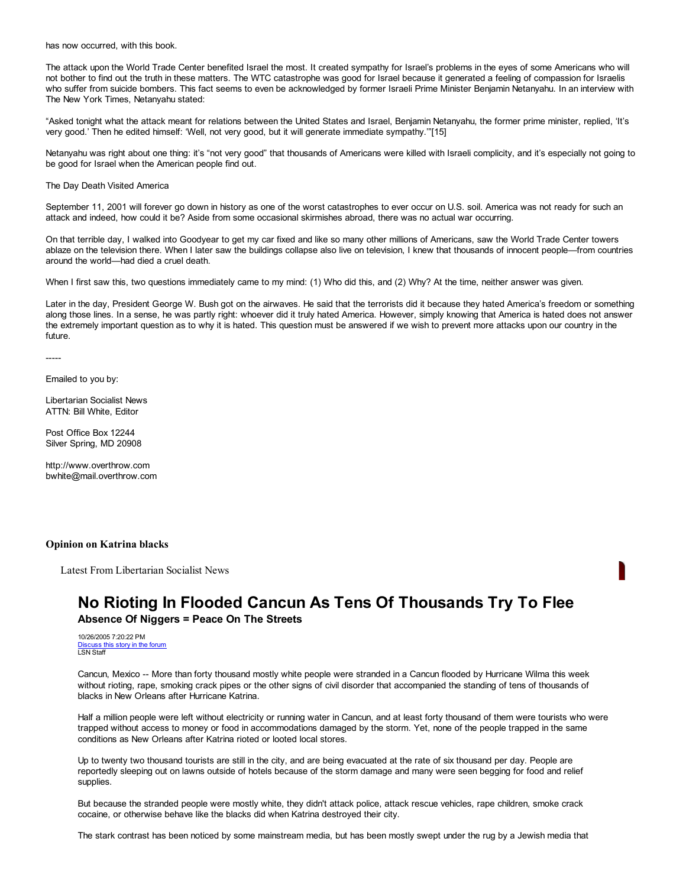has now occurred, with this book.

The attack upon the World Trade Center benefited Israel the most. It created sympathy for Israel's problems in the eyes of some Americans who will not bother to find out the truth in these matters. The WTC catastrophe was good for Israel because it generated a feeling of compassion for Israelis who suffer from suicide bombers. This fact seems to even be acknowledged by former Israeli Prime Minister Benjamin Netanyahu. In an interview with The New York Times, Netanyahu stated:

"Asked tonight what the attack meant for relations between the United States and Israel, Benjamin Netanyahu, the former prime minister, replied, 'It's very good.' Then he edited himself: 'Well, not very good, but it will generate immediate sympathy.'"[15]

Netanyahu was right about one thing: it's "not very good" that thousands of Americans were killed with Israeli complicity, and it's especially not going to be good for Israel when the American people find out.

The Day Death Visited America

September 11, 2001 will forever go down in history as one of the worst catastrophes to ever occur on U.S. soil. America was not ready for such an attack and indeed, how could it be? Aside from some occasional skirmishes abroad, there was no actual war occurring.

On that terrible day, I walked into Goodyear to get my car fixed and like so many other millions of Americans, saw the World Trade Center towers ablaze on the television there. When I later saw the buildings collapse also live on television, I knew that thousands of innocent people—from countries around the world—had died a cruel death.

When I first saw this, two questions immediately came to my mind: (1) Who did this, and (2) Why? At the time, neither answer was given.

Later in the day, President George W. Bush got on the airwaves. He said that the terrorists did it because they hated America's freedom or something along those lines. In a sense, he was partly right: whoever did it truly hated America. However, simply knowing that America is hated does not answer the extremely important question as to why it is hated. This question must be answered if we wish to prevent more attacks upon our country in the future.

-----

Emailed to you by:

Libertarian Socialist News
ATTN: Bill White, Editor

Post Office Box 12244
Silver Spring, MD 20908

http://www.overthrow.com
bwhite@mail.overthrow.com

**Opinion on Katrina blacks**

Latest From Libertarian Socialist News

## No Rioting In Flooded Cancun As Tens Of Thousands Try To Flee

### Absence Of Niggers = Peace On The Streets

10/26/2005 7:20:22 PM
Discuss this story in the forum
LSN Staff

Cancun, Mexico -- More than forty thousand mostly white people were stranded in a Cancun flooded by Hurricane Wilma this week without rioting, rape, smoking crack pipes or the other signs of civil disorder that accompanied the standing of tens of thousands of blacks in New Orleans after Hurricane Katrina.

Half a million people were left without electricity or running water in Cancun, and at least forty thousand of them were tourists who were trapped without access to money or food in accommodations damaged by the storm. Yet, none of the people trapped in the same conditions as New Orleans after Katrina rioted or looted local stores.

Up to twenty two thousand tourists are still in the city, and are being evacuated at the rate of six thousand per day. People are reportedly sleeping out on lawns outside of hotels because of the storm damage and many were seen begging for food and relief supplies.

But because the stranded people were mostly white, they didn't attack police, attack rescue vehicles, rape children, smoke crack cocaine, or otherwise behave like the blacks did when Katrina destroyed their city.

The stark contrast has been noticed by some mainstream media, but has been mostly swept under the rug by a Jewish media that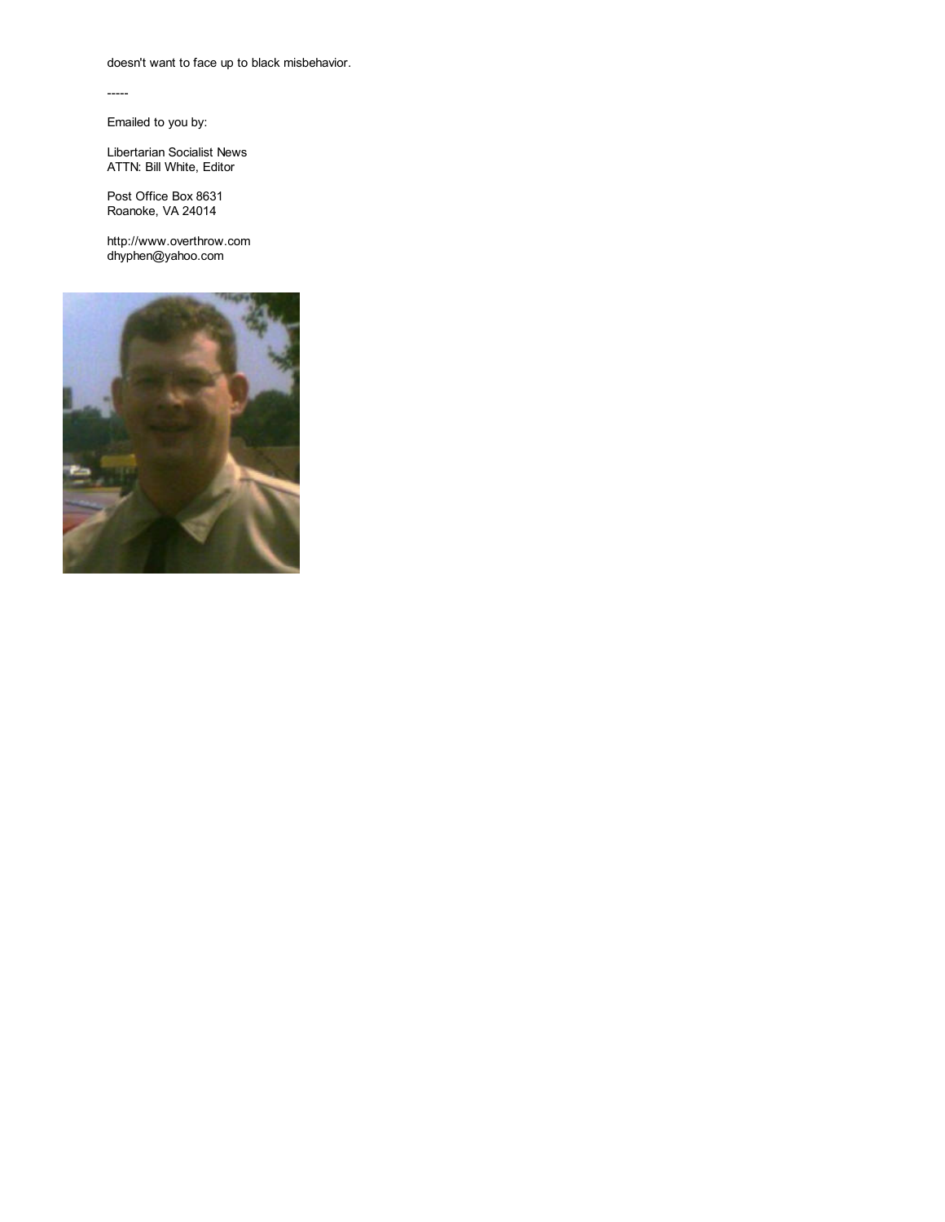doesn't want to face up to black misbehavior.

-----

Emailed to you by:

Libertarian Socialist News
ATTN: Bill White, Editor

Post Office Box 8631
Roanoke, VA 24014

http://www.overthrow.com
dhyphen@yahoo.com